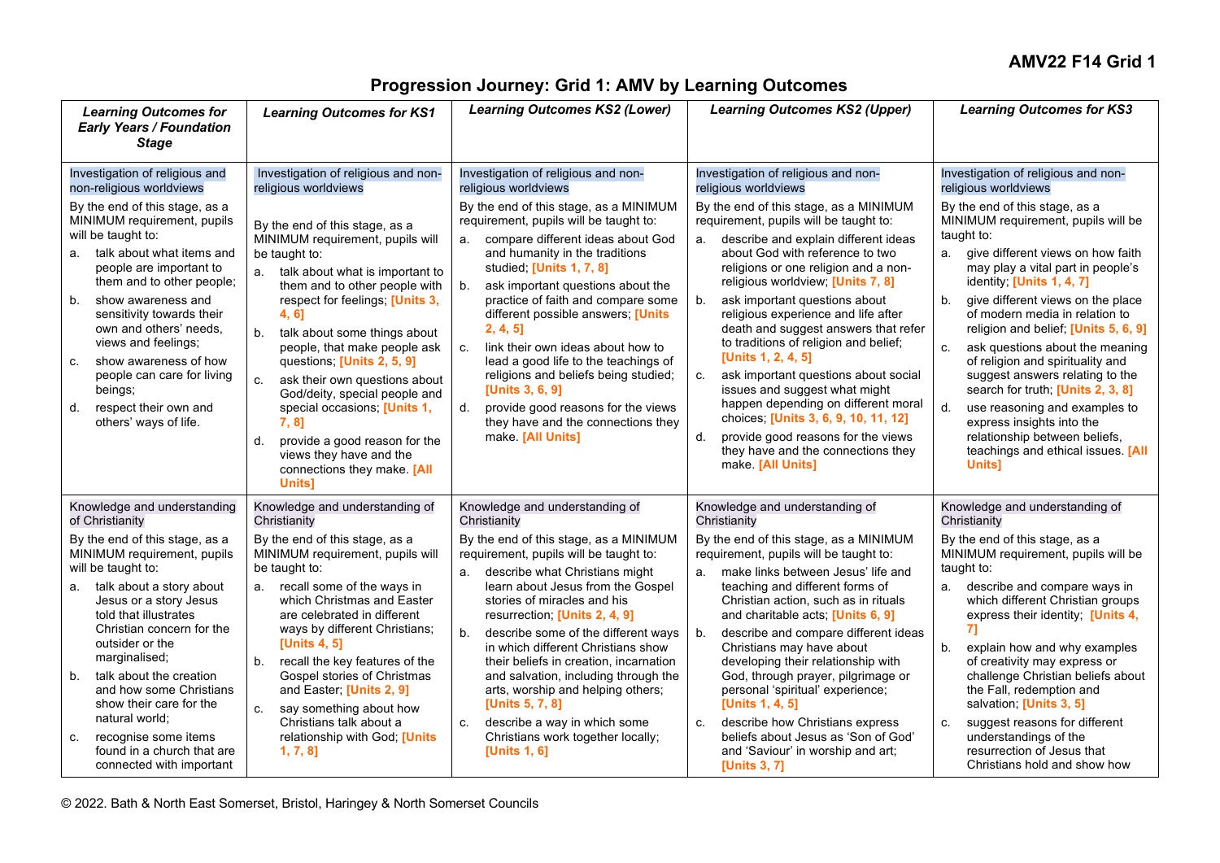**AMV22 F14 Grid 1**

# Progression Journey: Grid 1: AMV by Learning Outcomes

| *Learning Outcomes for Early Years / Foundation Stage* | *Learning Outcomes for KS1* | *Learning Outcomes KS2 (Lower)* | *Learning Outcomes KS2 (Upper)* | *Learning Outcomes for KS3* |
|---|---|---|---|---|
| Investigation of religious and non-religious worldviews<br><br>By the end of this stage, as a MINIMUM requirement, pupils will be taught to:<br>a. talk about what items and people are important to them and to other people;<br>b. show awareness and sensitivity towards their own and others' needs, views and feelings;<br>c. show awareness of how people can care for living beings;<br>d. respect their own and others' ways of life. | Investigation of religious and non-religious worldviews<br><br>By the end of this stage, as a MINIMUM requirement, pupils will be taught to:<br>a. talk about what is important to them and to other people with respect for feelings; **[Units 3, 4, 6]**<br>b. talk about some things about people, that make people ask questions; **[Units 2, 5, 9]**<br>c. ask their own questions about God/deity, special people and special occasions; **[Units 1, 7, 8]**<br>d. provide a good reason for the views they have and the connections they make. **[All Units]** | Investigation of religious and non-religious worldviews<br><br>By the end of this stage, as a MINIMUM requirement, pupils will be taught to:<br>a. compare different ideas about God and humanity in the traditions studied; **[Units 1, 7, 8]**<br>b. ask important questions about the practice of faith and compare some different possible answers; **[Units 2, 4, 5]**<br>c. link their own ideas about how to lead a good life to the teachings of religions and beliefs being studied; **[Units 3, 6, 9]**<br>d. provide good reasons for the views they have and the connections they make. **[All Units]** | Investigation of religious and non-religious worldviews<br><br>By the end of this stage, as a MINIMUM requirement, pupils will be taught to:<br>a. describe and explain different ideas about God with reference to two religions or one religion and a non-religious worldview; **[Units 7, 8]**<br>b. ask important questions about religious experience and life after death and suggest answers that refer to traditions of religion and belief; **[Units 1, 2, 4, 5]**<br>c. ask important questions about social issues and suggest what might happen depending on different moral choices; **[Units 3, 6, 9, 10, 11, 12]**<br>d. provide good reasons for the views they have and the connections they make. **[All Units]** | Investigation of religious and non-religious worldviews<br><br>By the end of this stage, as a MINIMUM requirement, pupils will be taught to:<br>a. give different views on how faith may play a vital part in people's identity; **[Units 1, 4, 7]**<br>b. give different views on the place of modern media in relation to religion and belief; **[Units 5, 6, 9]**<br>c. ask questions about the meaning of religion and spirituality and suggest answers relating to the search for truth; **[Units 2, 3, 8]**<br>d. use reasoning and examples to express insights into the relationship between beliefs, teachings and ethical issues. **[All Units]** |
| Knowledge and understanding of Christianity<br><br>By the end of this stage, as a MINIMUM requirement, pupils will be taught to:<br>a. talk about a story about Jesus or a story Jesus told that illustrates Christian concern for the outsider or the marginalised;<br>b. talk about the creation and how some Christians show their care for the natural world;<br>c. recognise some items found in a church that are connected with important | Knowledge and understanding of Christianity<br><br>By the end of this stage, as a MINIMUM requirement, pupils will be taught to:<br>a. recall some of the ways in which Christmas and Easter are celebrated in different ways by different Christians; **[Units 4, 5]**<br>b. recall the key features of the Gospel stories of Christmas and Easter; **[Units 2, 9]**<br>c. say something about how Christians talk about a relationship with God; **[Units 1, 7, 8]** | Knowledge and understanding of Christianity<br><br>By the end of this stage, as a MINIMUM requirement, pupils will be taught to:<br>a. describe what Christians might learn about Jesus from the Gospel stories of miracles and his resurrection; **[Units 2, 4, 9]**<br>b. describe some of the different ways in which different Christians show their beliefs in creation, incarnation and salvation, including through the arts, worship and helping others; **[Units 5, 7, 8]**<br>c. describe a way in which some Christians work together locally; **[Units 1, 6]** | Knowledge and understanding of Christianity<br><br>By the end of this stage, as a MINIMUM requirement, pupils will be taught to:<br>a. make links between Jesus' life and teaching and different forms of Christian action, such as in rituals and charitable acts; **[Units 6, 9]**<br>b. describe and compare different ideas Christians may have about developing their relationship with God, through prayer, pilgrimage or personal 'spiritual' experience; **[Units 1, 4, 5]**<br>c. describe how Christians express beliefs about Jesus as 'Son of God' and 'Saviour' in worship and art; **[Units 3, 7]** | Knowledge and understanding of Christianity<br><br>By the end of this stage, as a MINIMUM requirement, pupils will be taught to:<br>a. describe and compare ways in which different Christian groups express their identity; **[Units 4, 7]**<br>b. explain how and why examples of creativity may express or challenge Christian beliefs about the Fall, redemption and salvation; **[Units 3, 5]**<br>c. suggest reasons for different understandings of the resurrection of Jesus that Christians hold and show how |

© 2022. Bath & North East Somerset, Bristol, Haringey & North Somerset Councils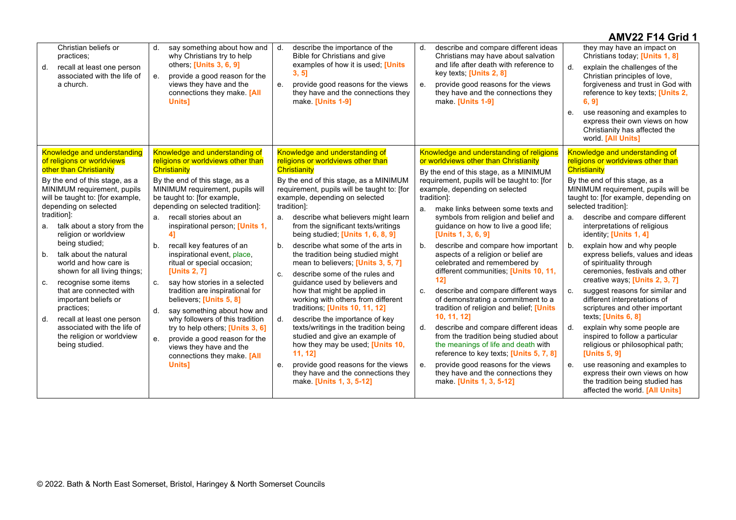| | | | | |
|---|---|---|---|---|
| Christian beliefs or practices;<br>d. recall at least one person associated with the life of a church. | d. say something about how and why Christians try to help others; **[Units 3, 6, 9]**<br>e. provide a good reason for the views they have and the connections they make. **[All Units]** | d. describe the importance of the Bible for Christians and give examples of how it is used; **[Units 3, 5]**<br>e. provide good reasons for the views they have and the connections they make. **[Units 1-9]** | d. describe and compare different ideas Christians may have about salvation and life after death with reference to key texts; **[Units 2, 8]**<br>e. provide good reasons for the views they have and the connections they make. **[Units 1-9]** | they may have an impact on Christians today; **[Units 1, 8]**<br>d. explain the challenges of the Christian principles of love, forgiveness and trust in God with reference to key texts; **[Units 2, 6, 9]**<br>e. use reasoning and examples to express their own views on how Christianity has affected the world. **[All Units]** |
| Knowledge and understanding of religions or worldviews other than Christianity<br>By the end of this stage, as a MINIMUM requirement, pupils will be taught to: [for example, depending on selected tradition]:<br>a. talk about a story from the religion or worldview being studied;<br>b. talk about the natural world and how care is shown for all living things;<br>c. recognise some items that are connected with important beliefs or practices;<br>d. recall at least one person associated with the life of the religion or worldview being studied. | Knowledge and understanding of religions or worldviews other than Christianity<br>By the end of this stage, as a MINIMUM requirement, pupils will be taught to: [for example, depending on selected tradition]:<br>a. recall stories about an inspirational person; **[Units 1, 4]**<br>b. recall key features of an inspirational event, place, ritual or special occasion; **[Units 2, 7]**<br>c. say how stories in a selected tradition are inspirational for believers; **[Units 5, 8]**<br>d. say something about how and why followers of this tradition try to help others; **[Units 3, 6]**<br>e. provide a good reason for the views they have and the connections they make. **[All Units]** | Knowledge and understanding of religions or worldviews other than Christianity<br>By the end of this stage, as a MINIMUM requirement, pupils will be taught to: [for example, depending on selected tradition]:<br>a. describe what believers might learn from the significant texts/writings being studied; **[Units 1, 6, 8, 9]**<br>b. describe what some of the arts in the tradition being studied might mean to believers; **[Units 3, 5, 7]**<br>c. describe some of the rules and guidance used by believers and how that might be applied in working with others from different traditions; **[Units 10, 11, 12]**<br>d. describe the importance of key texts/writings in the tradition being studied and give an example of how they may be used; **[Units 10, 11, 12]**<br>e. provide good reasons for the views they have and the connections they make. **[Units 1, 3, 5-12]** | Knowledge and understanding of religions or worldviews other than Christianity<br>By the end of this stage, as a MINIMUM requirement, pupils will be taught to: [for example, depending on selected tradition]:<br>a. make links between some texts and symbols from religion and belief and guidance on how to live a good life; **[Units 1, 3, 6, 9]**<br>b. describe and compare how important aspects of a religion or belief are celebrated and remembered by different communities; **[Units 10, 11, 12]**<br>c. describe and compare different ways of demonstrating a commitment to a tradition of religion and belief; **[Units 10, 11, 12]**<br>d. describe and compare different ideas from the tradition being studied about the meanings of life and death with reference to key texts; **[Units 5, 7, 8]**<br>e. provide good reasons for the views they have and the connections they make. **[Units 1, 3, 5-12]** | Knowledge and understanding of religions or worldviews other than Christianity<br>By the end of this stage, as a MINIMUM requirement, pupils will be taught to: [for example, depending on selected tradition]:<br>a. describe and compare different interpretations of religious identity; **[Units 1, 4]**<br>b. explain how and why people express beliefs, values and ideas of spirituality through ceremonies, festivals and other creative ways; **[Units 2, 3, 7]**<br>c. suggest reasons for similar and different interpretations of scriptures and other important texts; **[Units 6, 8]**<br>d. explain why some people are inspired to follow a particular religious or philosophical path; **[Units 5, 9]**<br>e. use reasoning and examples to express their own views on how the tradition being studied has affected the world. **[All Units]** |

© 2022. Bath & North East Somerset, Bristol, Haringey & North Somerset Councils